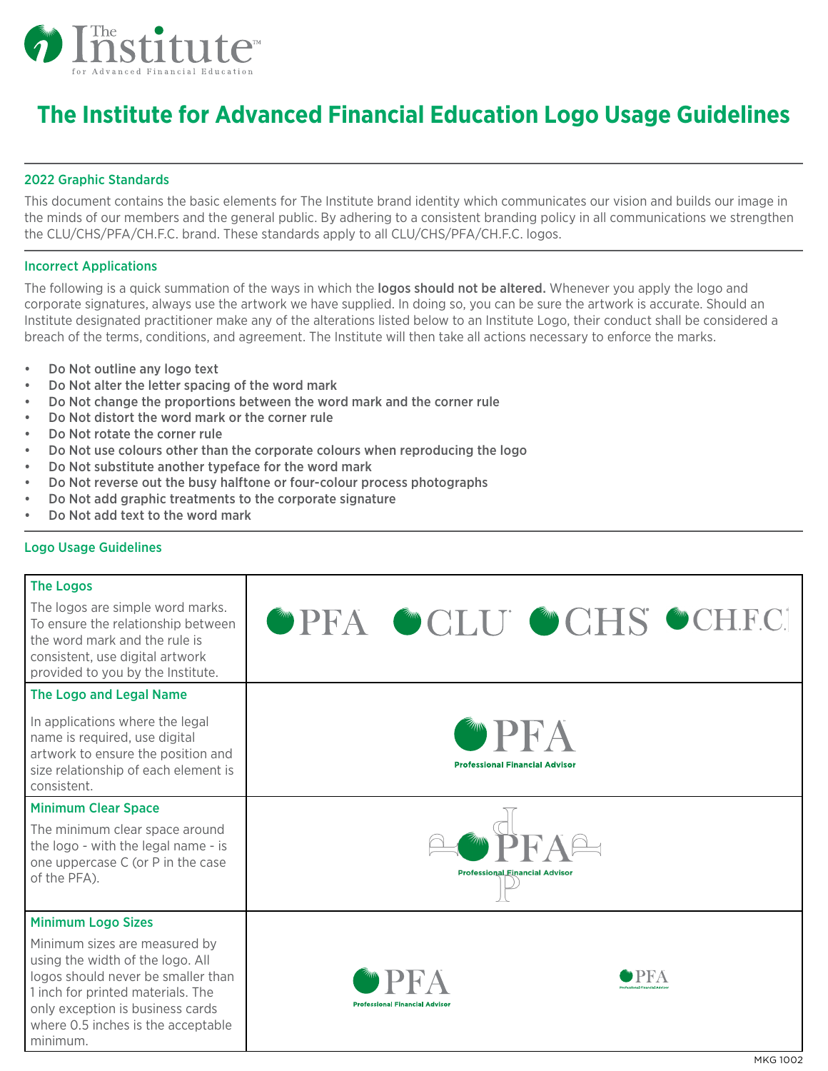# The Institute for Advanced Financial Education Logo Usage Guidelines

## 2022 Graphic Standards

This document contains the basic elements for The Institute brand identity which communicates our vision and builds our image in the minds of our members and the general public. By adhering to a consistent branding policy in all communications we strengthen the CLU/CHS/PFA/CH.F.C. brand. These standards apply to all CLU/CHS/PFA/CH.F.C. logos.

## Incorrect Applications

The following is a quick summation of the ways in which the **logos should not be altered.** Whenever you apply the logo and corporate signatures, always use the artwork we have supplied. In doing so, you can be sure the artwork is accurate. Should an Institute designated practitioner make any of the alterations listed below to an Institute Logo, their conduct shall be considered a breach of the terms, conditions, and agreement. The Institute will then take all actions necessary to enforce the marks.

- Do Not outline any logo text
- Do Not alter the letter spacing of the word mark
- Do Not change the proportions between the word mark and the corner rule
- Do Not distort the word mark or the corner rule
- Do Not rotate the corner rule
- Do Not use colours other than the corporate colours when reproducing the logo
- Do Not substitute another typeface for the word mark
- Do Not reverse out the busy halftone or four-colour process photographs
- Do Not add graphic treatments to the corporate signature
- Do Not add text to the word mark

## Logo Usage Guidelines

| | |
|---|---|
| **The Logos**<br>The logos are simple word marks. To ensure the relationship between the word mark and the rule is consistent, use digital artwork provided to you by the Institute. | PFA CLU CHS CH.F.C. |
| **The Logo and Legal Name**<br>In applications where the legal name is required, use digital artwork to ensure the position and size relationship of each element is consistent. | PFA<br>Professional Financial Advisor |
| **Minimum Clear Space**<br>The minimum clear space around the logo - with the legal name - is one uppercase C (or P in the case of the PFA). | PFA<br>Professional Financial Advisor |
| **Minimum Logo Sizes**<br>Minimum sizes are measured by using the width of the logo. All logos should never be smaller than 1 inch for printed materials. The only exception is business cards where 0.5 inches is the acceptable minimum. | PFA<br>Professional Financial Advisor |

MKG 1002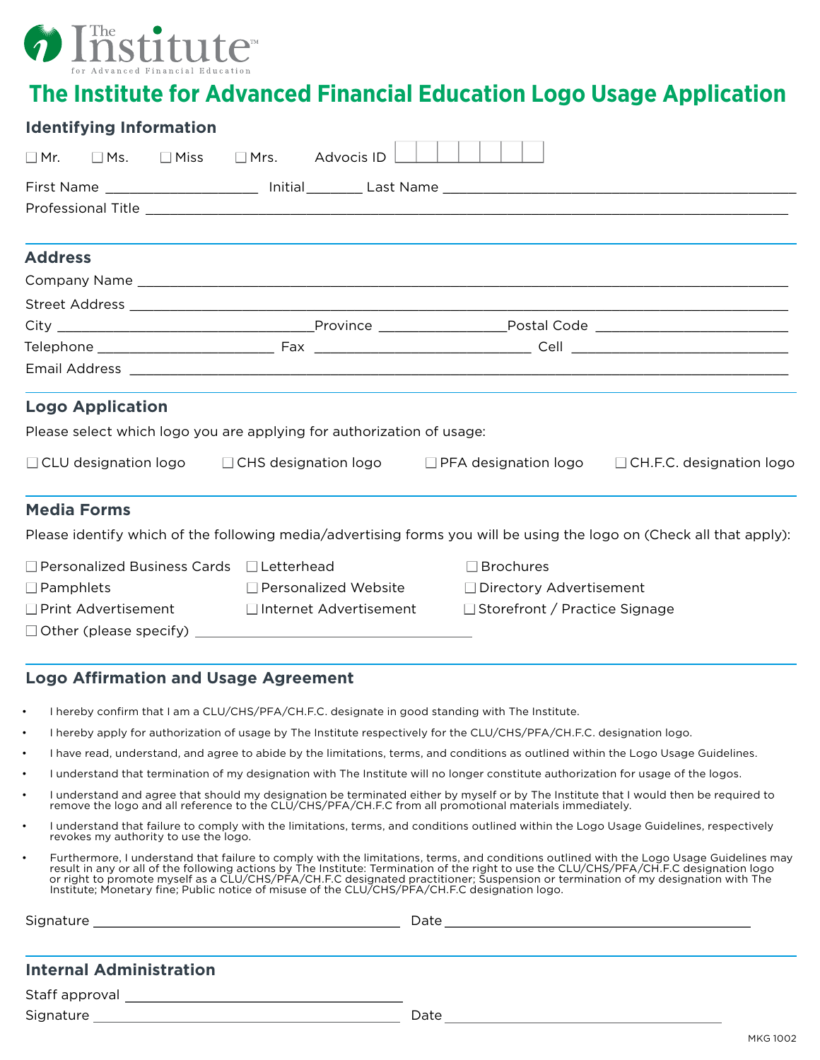The Institute for Advanced Financial Education

# The Institute for Advanced Financial Education Logo Usage Application

## Identifying Information

☐ Mr. ☐ Ms. ☐ Miss ☐ Mrs. Advocis ID

First Name ____________________ Initial _______ Last Name ____________________

Professional Title ____________________

## Address

Company Name ____________________

Street Address ____________________

City ____________________ Province ____________________ Postal Code ____________________

Telephone ____________________ Fax ____________________ Cell ____________________

Email Address ____________________

## Logo Application

Please select which logo you are applying for authorization of usage:

☐ CLU designation logo ☐ CHS designation logo ☐ PFA designation logo ☐ CH.F.C. designation logo

## Media Forms

Please identify which of the following media/advertising forms you will be using the logo on (Check all that apply):

☐ Personalized Business Cards ☐ Letterhead ☐ Brochures

☐ Pamphlets ☐ Personalized Website ☐ Directory Advertisement

☐ Print Advertisement ☐ Internet Advertisement ☐ Storefront / Practice Signage

☐ Other (please specify) ____________________

## Logo Affirmation and Usage Agreement

- I hereby confirm that I am a CLU/CHS/PFA/CH.F.C. designate in good standing with The Institute.
- I hereby apply for authorization of usage by The Institute respectively for the CLU/CHS/PFA/CH.F.C. designation logo.
- I have read, understand, and agree to abide by the limitations, terms, and conditions as outlined within the Logo Usage Guidelines.
- I understand that termination of my designation with The Institute will no longer constitute authorization for usage of the logos.
- I understand and agree that should my designation be terminated either by myself or by The Institute that I would then be required to remove the logo and all reference to the CLU/CHS/PFA/CH.F.C from all promotional materials immediately.
- I understand that failure to comply with the limitations, terms, and conditions outlined within the Logo Usage Guidelines, respectively revokes my authority to use the logo.
- Furthermore, I understand that failure to comply with the limitations, terms, and conditions outlined with the Logo Usage Guidelines may result in any or all of the following actions by The Institute: Termination of the right to use the CLU/CHS/PFA/CH.F.C designation logo or right to promote myself as a CLU/CHS/PFA/CH.F.C designated practitioner; Suspension or termination of my designation with The Institute; Monetary fine; Public notice of misuse of the CLU/CHS/PFA/CH.F.C designation logo.

Signature ____________________ Date ____________________

## Internal Administration

Staff approval ____________________

Signature ____________________ Date ____________________

MKG 1002